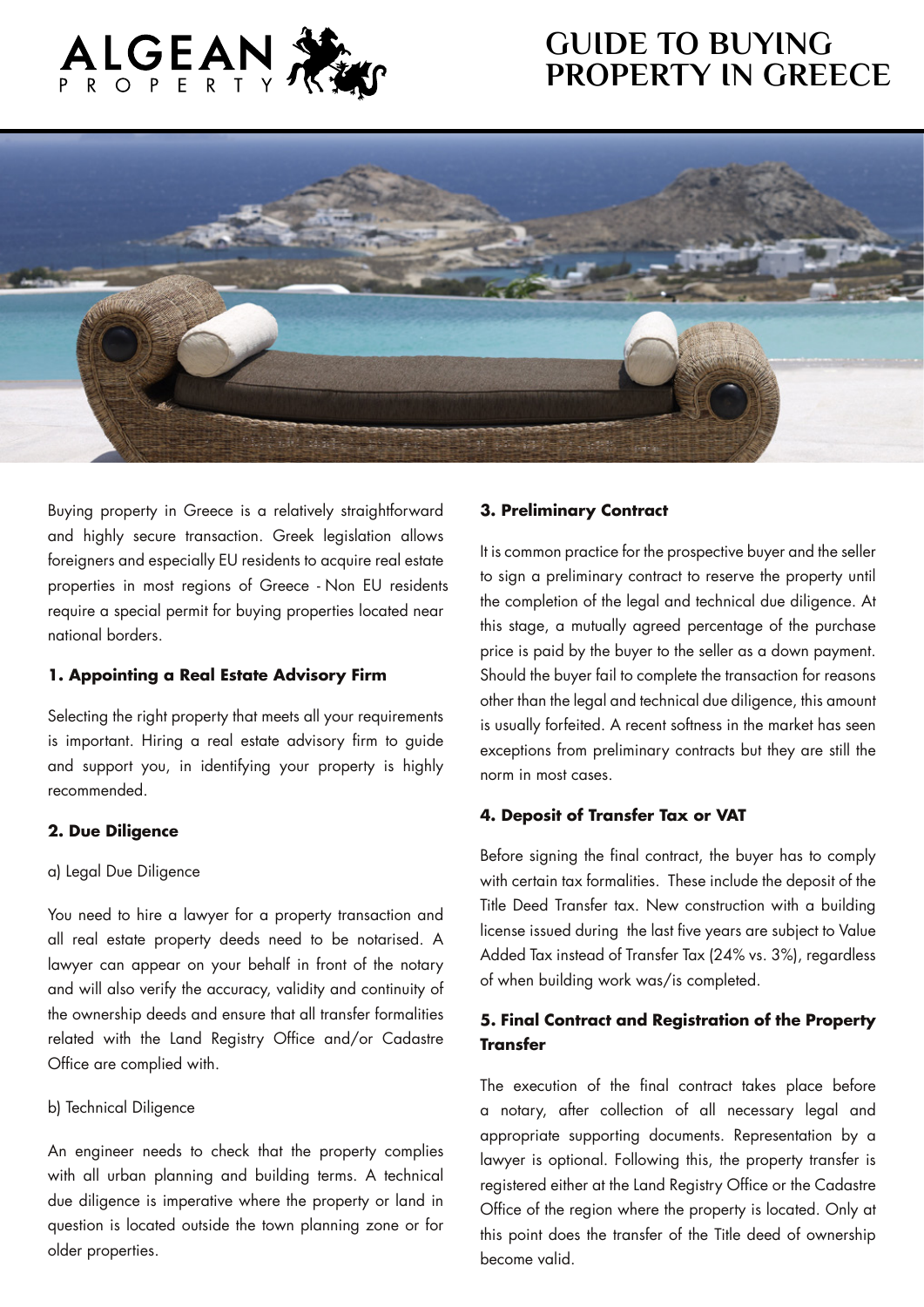# GUIDE TO BUYING PROPERTY IN GREECE

Buying property in Greece is a relatively straightforward and highly secure transaction. Greek legislation allows foreigners and especially EU residents to acquire real estate properties in most regions of Greece - Non EU residents require a special permit for buying properties located near national borders.

### 1. Appointing a Real Estate Advisory Firm

Selecting the right property that meets all your requirements is important. Hiring a real estate advisory firm to guide and support you, in identifying your property is highly recommended.

### 2. Due Diligence

a) Legal Due Diligence

You need to hire a lawyer for a property transaction and all real estate property deeds need to be notarised. A lawyer can appear on your behalf in front of the notary and will also verify the accuracy, validity and continuity of the ownership deeds and ensure that all transfer formalities related with the Land Registry Office and/or Cadastre Office are complied with.

b) Technical Diligence

An engineer needs to check that the property complies with all urban planning and building terms. A technical due diligence is imperative where the property or land in question is located outside the town planning zone or for older properties.

### 3. Preliminary Contract

It is common practice for the prospective buyer and the seller to sign a preliminary contract to reserve the property until the completion of the legal and technical due diligence. At this stage, a mutually agreed percentage of the purchase price is paid by the buyer to the seller as a down payment. Should the buyer fail to complete the transaction for reasons other than the legal and technical due diligence, this amount is usually forfeited. A recent softness in the market has seen exceptions from preliminary contracts but they are still the norm in most cases.

### 4. Deposit of Transfer Tax or VAT

Before signing the final contract, the buyer has to comply with certain tax formalities. These include the deposit of the Title Deed Transfer tax. New construction with a building license issued during the last five years are subject to Value Added Tax instead of Transfer Tax (24% vs. 3%), regardless of when building work was/is completed.

### 5. Final Contract and Registration of the Property Transfer

The execution of the final contract takes place before a notary, after collection of all necessary legal and appropriate supporting documents. Representation by a lawyer is optional. Following this, the property transfer is registered either at the Land Registry Office or the Cadastre Office of the region where the property is located. Only at this point does the transfer of the Title deed of ownership become valid.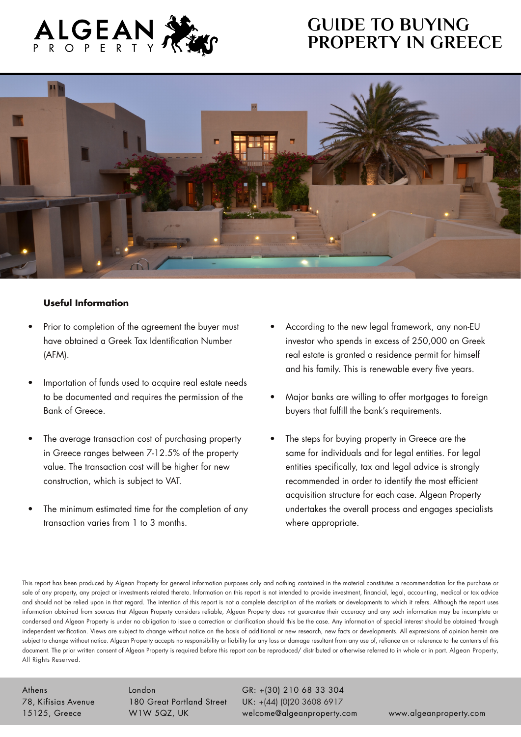# GUIDE TO BUYING PROPERTY IN GREECE

**Useful Information**

- Prior to completion of the agreement the buyer must have obtained a Greek Tax Identification Number (AFM).
- Importation of funds used to acquire real estate needs to be documented and requires the permission of the Bank of Greece.
- The average transaction cost of purchasing property in Greece ranges between 7-12.5% of the property value. The transaction cost will be higher for new construction, which is subject to VAT.
- The minimum estimated time for the completion of any transaction varies from 1 to 3 months.
- According to the new legal framework, any non-EU investor who spends in excess of 250,000 on Greek real estate is granted a residence permit for himself and his family. This is renewable every five years.
- Major banks are willing to offer mortgages to foreign buyers that fulfill the bank's requirements.
- The steps for buying property in Greece are the same for individuals and for legal entities. For legal entities specifically, tax and legal advice is strongly recommended in order to identify the most efficient acquisition structure for each case. Algean Property undertakes the overall process and engages specialists where appropriate.

This report has been produced by Algean Property for general information purposes only and nothing contained in the material constitutes a recommendation for the purchase or sale of any property, any project or investments related thereto. Information on this report is not intended to provide investment, financial, legal, accounting, medical or tax advice and should not be relied upon in that regard. The intention of this report is not a complete description of the markets or developments to which it refers. Although the report uses information obtained from sources that Algean Property considers reliable, Algean Property does not guarantee their accuracy and any such information may be incomplete or condensed and Algean Property is under no obligation to issue a correction or clarification should this be the case. Any information of special interest should be obtained through independent verification. Views are subject to change without notice on the basis of additional or new research, new facts or developments. All expressions of opinion herein are subject to change without notice. Algean Property accepts no responsibility or liability for any loss or damage resultant from any use of, reliance on or reference to the contents of this document. The prior written consent of Algean Property is required before this report can be reproduced/ distributed or otherwise referred to in whole or in part. Algean Property, All Rights Reserved.

Athens
78, Kifisias Avenue
15125, Greece

London
180 Great Portland Street
W1W 5QZ, UK

GR: +(30) 210 68 33 304
UK: +(44) (0)20 3608 6917
welcome@algeanproperty.com

www.algeanproperty.com